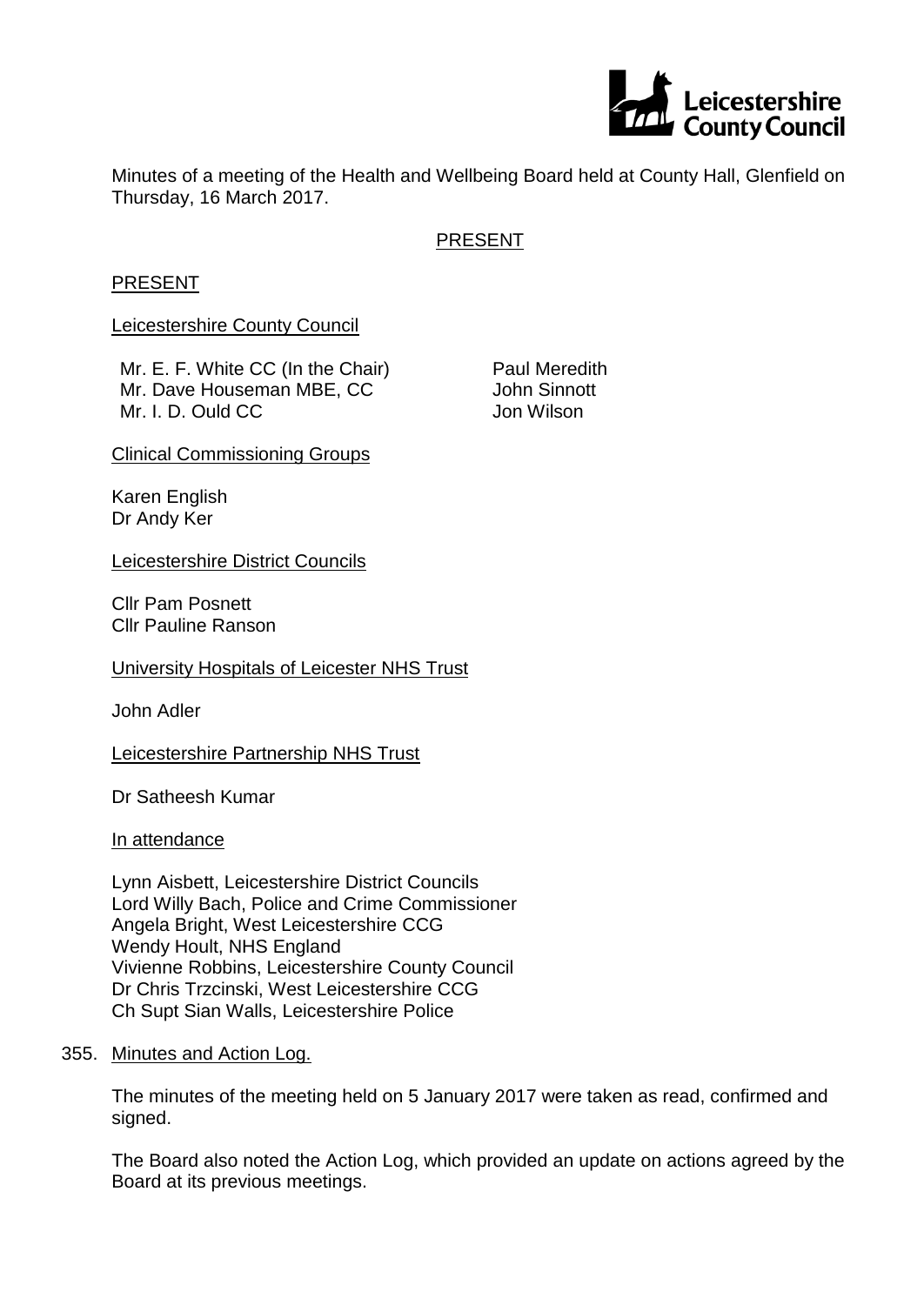Minutes of a meeting of the Health and Wellbeing Board held at County Hall, Glenfield on Thursday, 16 March 2017.

PRESENT

PRESENT

Leicestershire County Council

Mr. E. F. White CC (In the Chair)
Mr. Dave Houseman MBE, CC
Mr. I. D. Ould CC
Paul Meredith
John Sinnott
Jon Wilson

Clinical Commissioning Groups

Karen English
Dr Andy Ker

Leicestershire District Councils

Cllr Pam Posnett
Cllr Pauline Ranson

University Hospitals of Leicester NHS Trust

John Adler

Leicestershire Partnership NHS Trust

Dr Satheesh Kumar

In attendance

Lynn Aisbett, Leicestershire District Councils
Lord Willy Bach, Police and Crime Commissioner
Angela Bright, West Leicestershire CCG
Wendy Hoult, NHS England
Vivienne Robbins, Leicestershire County Council
Dr Chris Trzcinski, West Leicestershire CCG
Ch Supt Sian Walls, Leicestershire Police

355. Minutes and Action Log.

The minutes of the meeting held on 5 January 2017 were taken as read, confirmed and signed.

The Board also noted the Action Log, which provided an update on actions agreed by the Board at its previous meetings.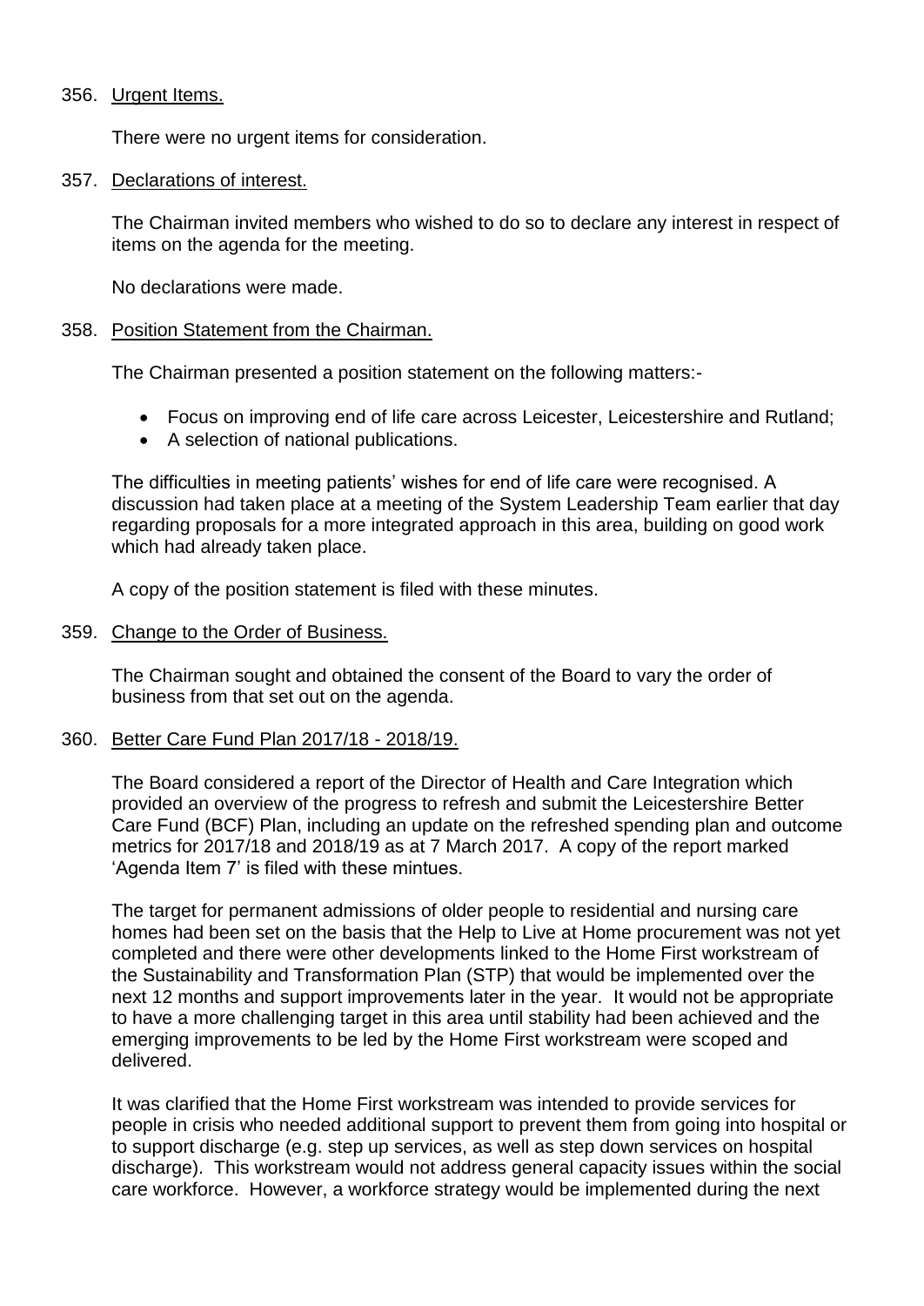356. Urgent Items.

There were no urgent items for consideration.

357. Declarations of interest.

The Chairman invited members who wished to do so to declare any interest in respect of items on the agenda for the meeting.

No declarations were made.

358. Position Statement from the Chairman.

The Chairman presented a position statement on the following matters:-

- Focus on improving end of life care across Leicester, Leicestershire and Rutland;
- A selection of national publications.

The difficulties in meeting patients' wishes for end of life care were recognised. A discussion had taken place at a meeting of the System Leadership Team earlier that day regarding proposals for a more integrated approach in this area, building on good work which had already taken place.

A copy of the position statement is filed with these minutes.

359. Change to the Order of Business.

The Chairman sought and obtained the consent of the Board to vary the order of business from that set out on the agenda.

360. Better Care Fund Plan 2017/18 - 2018/19.

The Board considered a report of the Director of Health and Care Integration which provided an overview of the progress to refresh and submit the Leicestershire Better Care Fund (BCF) Plan, including an update on the refreshed spending plan and outcome metrics for 2017/18 and 2018/19 as at 7 March 2017. A copy of the report marked 'Agenda Item 7' is filed with these mintues.

The target for permanent admissions of older people to residential and nursing care homes had been set on the basis that the Help to Live at Home procurement was not yet completed and there were other developments linked to the Home First workstream of the Sustainability and Transformation Plan (STP) that would be implemented over the next 12 months and support improvements later in the year. It would not be appropriate to have a more challenging target in this area until stability had been achieved and the emerging improvements to be led by the Home First workstream were scoped and delivered.

It was clarified that the Home First workstream was intended to provide services for people in crisis who needed additional support to prevent them from going into hospital or to support discharge (e.g. step up services, as well as step down services on hospital discharge). This workstream would not address general capacity issues within the social care workforce. However, a workforce strategy would be implemented during the next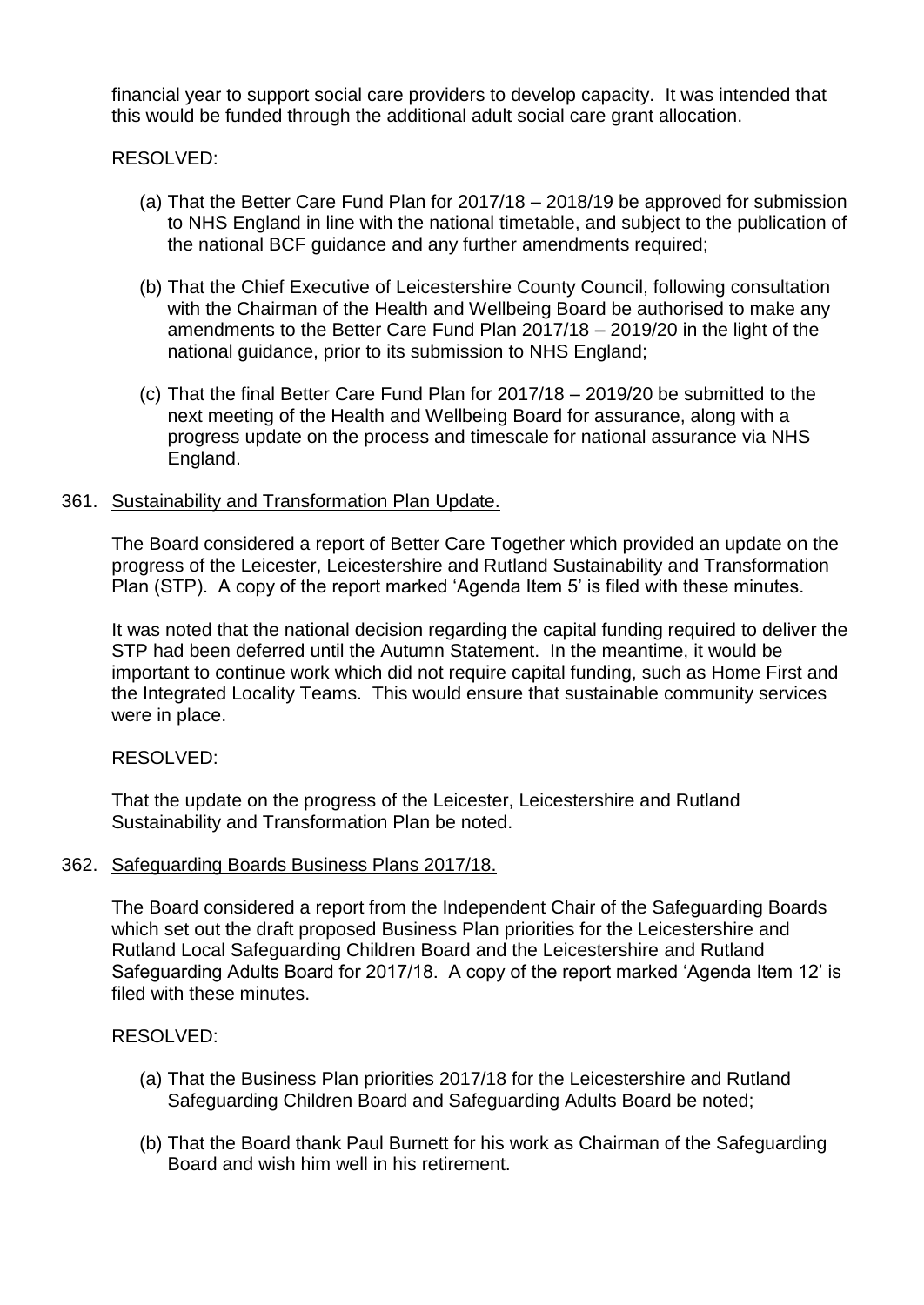financial year to support social care providers to develop capacity. It was intended that this would be funded through the additional adult social care grant allocation.

RESOLVED:

(a) That the Better Care Fund Plan for 2017/18 – 2018/19 be approved for submission to NHS England in line with the national timetable, and subject to the publication of the national BCF guidance and any further amendments required;

(b) That the Chief Executive of Leicestershire County Council, following consultation with the Chairman of the Health and Wellbeing Board be authorised to make any amendments to the Better Care Fund Plan 2017/18 – 2019/20 in the light of the national guidance, prior to its submission to NHS England;

(c) That the final Better Care Fund Plan for 2017/18 – 2019/20 be submitted to the next meeting of the Health and Wellbeing Board for assurance, along with a progress update on the process and timescale for national assurance via NHS England.

361. Sustainability and Transformation Plan Update.

The Board considered a report of Better Care Together which provided an update on the progress of the Leicester, Leicestershire and Rutland Sustainability and Transformation Plan (STP). A copy of the report marked 'Agenda Item 5' is filed with these minutes.

It was noted that the national decision regarding the capital funding required to deliver the STP had been deferred until the Autumn Statement. In the meantime, it would be important to continue work which did not require capital funding, such as Home First and the Integrated Locality Teams. This would ensure that sustainable community services were in place.

RESOLVED:

That the update on the progress of the Leicester, Leicestershire and Rutland Sustainability and Transformation Plan be noted.

362. Safeguarding Boards Business Plans 2017/18.

The Board considered a report from the Independent Chair of the Safeguarding Boards which set out the draft proposed Business Plan priorities for the Leicestershire and Rutland Local Safeguarding Children Board and the Leicestershire and Rutland Safeguarding Adults Board for 2017/18. A copy of the report marked 'Agenda Item 12' is filed with these minutes.

RESOLVED:

(a) That the Business Plan priorities 2017/18 for the Leicestershire and Rutland Safeguarding Children Board and Safeguarding Adults Board be noted;

(b) That the Board thank Paul Burnett for his work as Chairman of the Safeguarding Board and wish him well in his retirement.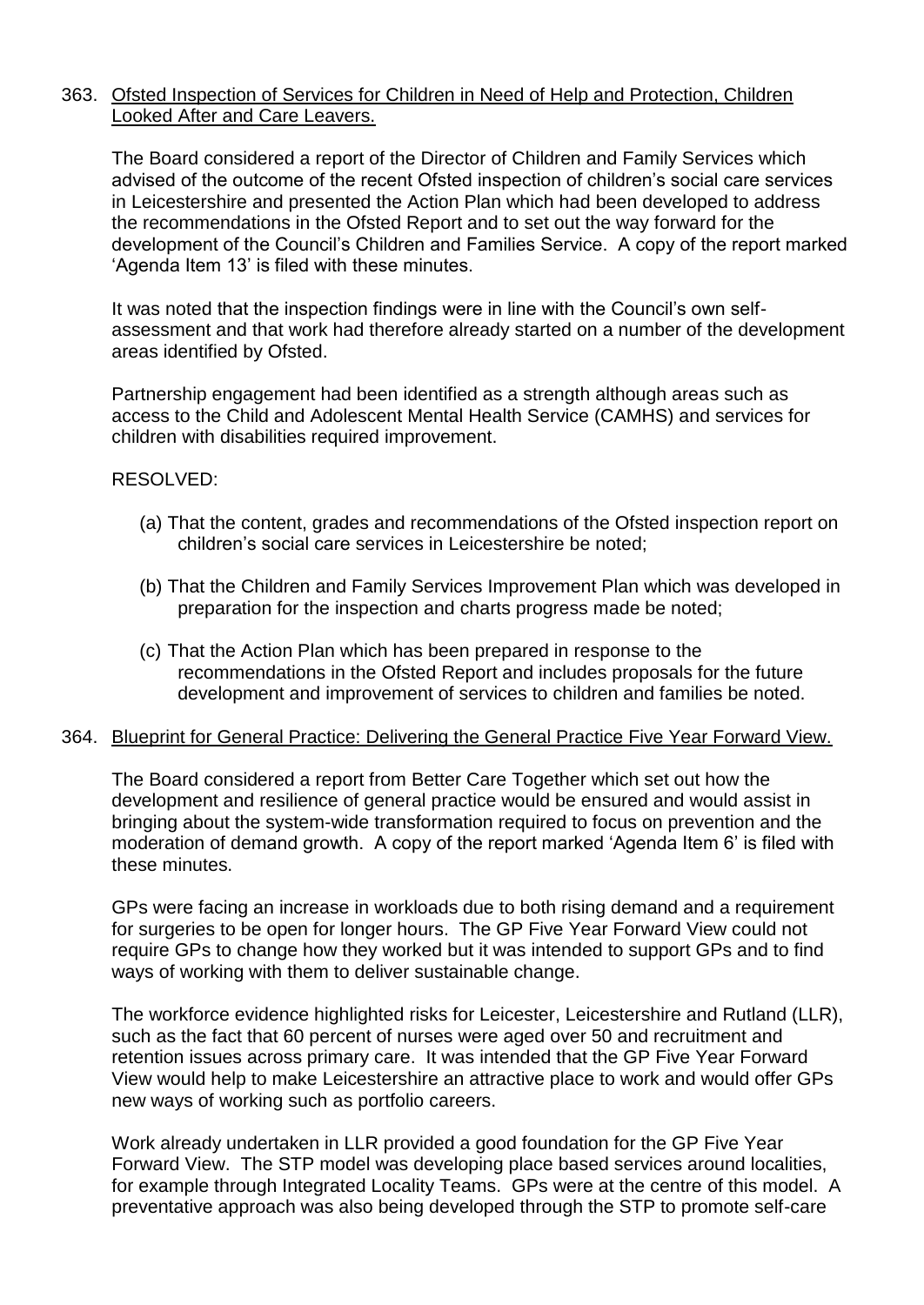363. Ofsted Inspection of Services for Children in Need of Help and Protection, Children Looked After and Care Leavers.

The Board considered a report of the Director of Children and Family Services which advised of the outcome of the recent Ofsted inspection of children's social care services in Leicestershire and presented the Action Plan which had been developed to address the recommendations in the Ofsted Report and to set out the way forward for the development of the Council's Children and Families Service. A copy of the report marked 'Agenda Item 13' is filed with these minutes.

It was noted that the inspection findings were in line with the Council's own self-assessment and that work had therefore already started on a number of the development areas identified by Ofsted.

Partnership engagement had been identified as a strength although areas such as access to the Child and Adolescent Mental Health Service (CAMHS) and services for children with disabilities required improvement.

RESOLVED:

(a) That the content, grades and recommendations of the Ofsted inspection report on children's social care services in Leicestershire be noted;

(b) That the Children and Family Services Improvement Plan which was developed in preparation for the inspection and charts progress made be noted;

(c) That the Action Plan which has been prepared in response to the recommendations in the Ofsted Report and includes proposals for the future development and improvement of services to children and families be noted.

364. Blueprint for General Practice: Delivering the General Practice Five Year Forward View.

The Board considered a report from Better Care Together which set out how the development and resilience of general practice would be ensured and would assist in bringing about the system-wide transformation required to focus on prevention and the moderation of demand growth. A copy of the report marked 'Agenda Item 6' is filed with these minutes.

GPs were facing an increase in workloads due to both rising demand and a requirement for surgeries to be open for longer hours. The GP Five Year Forward View could not require GPs to change how they worked but it was intended to support GPs and to find ways of working with them to deliver sustainable change.

The workforce evidence highlighted risks for Leicester, Leicestershire and Rutland (LLR), such as the fact that 60 percent of nurses were aged over 50 and recruitment and retention issues across primary care. It was intended that the GP Five Year Forward View would help to make Leicestershire an attractive place to work and would offer GPs new ways of working such as portfolio careers.

Work already undertaken in LLR provided a good foundation for the GP Five Year Forward View. The STP model was developing place based services around localities, for example through Integrated Locality Teams. GPs were at the centre of this model. A preventative approach was also being developed through the STP to promote self-care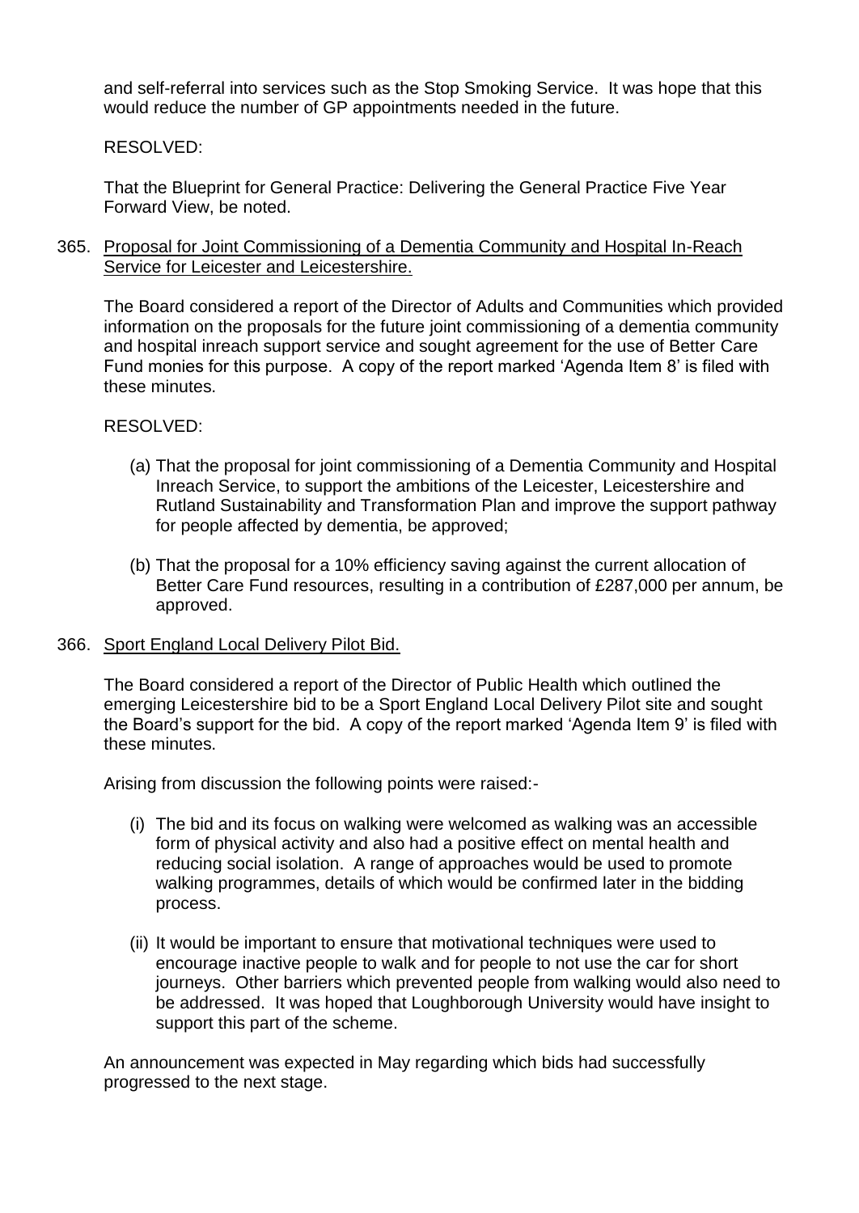and self-referral into services such as the Stop Smoking Service. It was hope that this would reduce the number of GP appointments needed in the future.

RESOLVED:

That the Blueprint for General Practice: Delivering the General Practice Five Year Forward View, be noted.

365. Proposal for Joint Commissioning of a Dementia Community and Hospital In-Reach Service for Leicester and Leicestershire.

The Board considered a report of the Director of Adults and Communities which provided information on the proposals for the future joint commissioning of a dementia community and hospital inreach support service and sought agreement for the use of Better Care Fund monies for this purpose. A copy of the report marked 'Agenda Item 8' is filed with these minutes.

RESOLVED:

(a) That the proposal for joint commissioning of a Dementia Community and Hospital Inreach Service, to support the ambitions of the Leicester, Leicestershire and Rutland Sustainability and Transformation Plan and improve the support pathway for people affected by dementia, be approved;

(b) That the proposal for a 10% efficiency saving against the current allocation of Better Care Fund resources, resulting in a contribution of £287,000 per annum, be approved.

366. Sport England Local Delivery Pilot Bid.

The Board considered a report of the Director of Public Health which outlined the emerging Leicestershire bid to be a Sport England Local Delivery Pilot site and sought the Board's support for the bid. A copy of the report marked 'Agenda Item 9' is filed with these minutes.

Arising from discussion the following points were raised:-

(i) The bid and its focus on walking were welcomed as walking was an accessible form of physical activity and also had a positive effect on mental health and reducing social isolation. A range of approaches would be used to promote walking programmes, details of which would be confirmed later in the bidding process.

(ii) It would be important to ensure that motivational techniques were used to encourage inactive people to walk and for people to not use the car for short journeys. Other barriers which prevented people from walking would also need to be addressed. It was hoped that Loughborough University would have insight to support this part of the scheme.

An announcement was expected in May regarding which bids had successfully progressed to the next stage.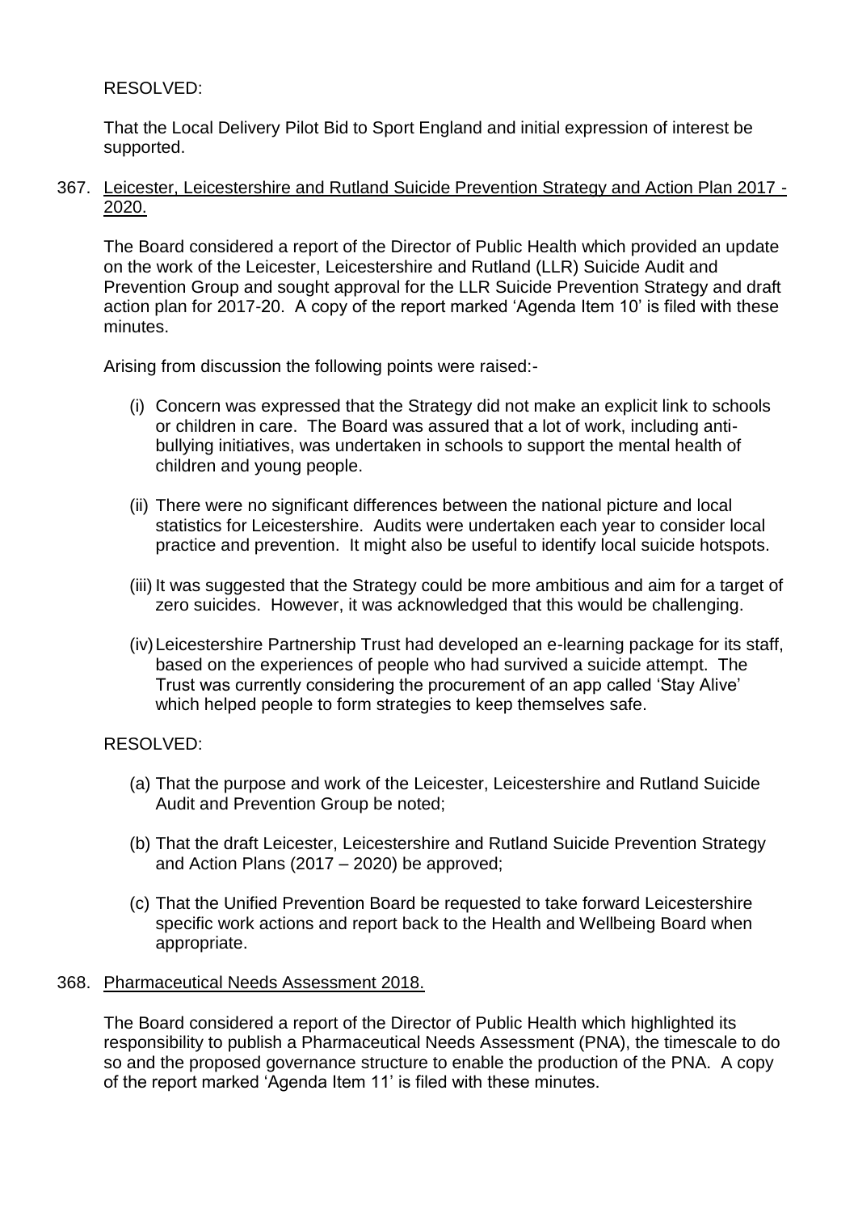RESOLVED:

That the Local Delivery Pilot Bid to Sport England and initial expression of interest be supported.

367. Leicester, Leicestershire and Rutland Suicide Prevention Strategy and Action Plan 2017 - 2020.

The Board considered a report of the Director of Public Health which provided an update on the work of the Leicester, Leicestershire and Rutland (LLR) Suicide Audit and Prevention Group and sought approval for the LLR Suicide Prevention Strategy and draft action plan for 2017-20. A copy of the report marked 'Agenda Item 10' is filed with these minutes.

Arising from discussion the following points were raised:-

(i) Concern was expressed that the Strategy did not make an explicit link to schools or children in care. The Board was assured that a lot of work, including anti-bullying initiatives, was undertaken in schools to support the mental health of children and young people.

(ii) There were no significant differences between the national picture and local statistics for Leicestershire. Audits were undertaken each year to consider local practice and prevention. It might also be useful to identify local suicide hotspots.

(iii) It was suggested that the Strategy could be more ambitious and aim for a target of zero suicides. However, it was acknowledged that this would be challenging.

(iv) Leicestershire Partnership Trust had developed an e-learning package for its staff, based on the experiences of people who had survived a suicide attempt. The Trust was currently considering the procurement of an app called 'Stay Alive' which helped people to form strategies to keep themselves safe.

RESOLVED:

(a) That the purpose and work of the Leicester, Leicestershire and Rutland Suicide Audit and Prevention Group be noted;

(b) That the draft Leicester, Leicestershire and Rutland Suicide Prevention Strategy and Action Plans (2017 – 2020) be approved;

(c) That the Unified Prevention Board be requested to take forward Leicestershire specific work actions and report back to the Health and Wellbeing Board when appropriate.

368. Pharmaceutical Needs Assessment 2018.

The Board considered a report of the Director of Public Health which highlighted its responsibility to publish a Pharmaceutical Needs Assessment (PNA), the timescale to do so and the proposed governance structure to enable the production of the PNA. A copy of the report marked 'Agenda Item 11' is filed with these minutes.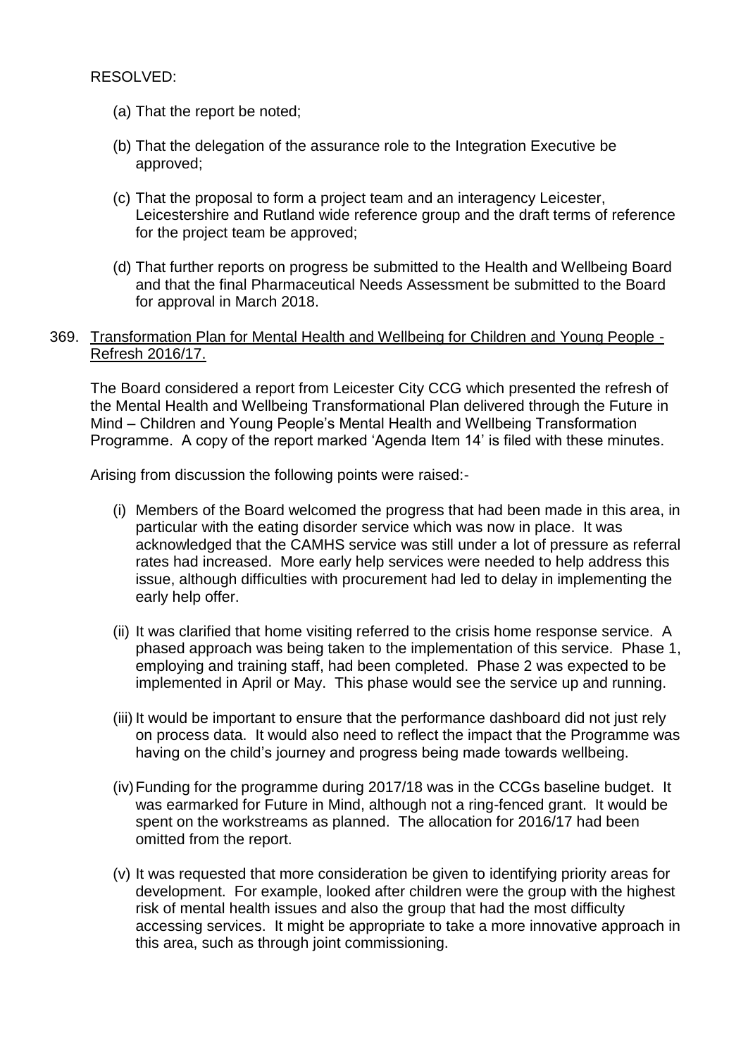RESOLVED:

(a) That the report be noted;

(b) That the delegation of the assurance role to the Integration Executive be approved;

(c) That the proposal to form a project team and an interagency Leicester, Leicestershire and Rutland wide reference group and the draft terms of reference for the project team be approved;

(d) That further reports on progress be submitted to the Health and Wellbeing Board and that the final Pharmaceutical Needs Assessment be submitted to the Board for approval in March 2018.

369. Transformation Plan for Mental Health and Wellbeing for Children and Young People - Refresh 2016/17.

The Board considered a report from Leicester City CCG which presented the refresh of the Mental Health and Wellbeing Transformational Plan delivered through the Future in Mind – Children and Young People's Mental Health and Wellbeing Transformation Programme. A copy of the report marked 'Agenda Item 14' is filed with these minutes.

Arising from discussion the following points were raised:-

(i) Members of the Board welcomed the progress that had been made in this area, in particular with the eating disorder service which was now in place. It was acknowledged that the CAMHS service was still under a lot of pressure as referral rates had increased. More early help services were needed to help address this issue, although difficulties with procurement had led to delay in implementing the early help offer.

(ii) It was clarified that home visiting referred to the crisis home response service. A phased approach was being taken to the implementation of this service. Phase 1, employing and training staff, had been completed. Phase 2 was expected to be implemented in April or May. This phase would see the service up and running.

(iii) It would be important to ensure that the performance dashboard did not just rely on process data. It would also need to reflect the impact that the Programme was having on the child's journey and progress being made towards wellbeing.

(iv) Funding for the programme during 2017/18 was in the CCGs baseline budget. It was earmarked for Future in Mind, although not a ring-fenced grant. It would be spent on the workstreams as planned. The allocation for 2016/17 had been omitted from the report.

(v) It was requested that more consideration be given to identifying priority areas for development. For example, looked after children were the group with the highest risk of mental health issues and also the group that had the most difficulty accessing services. It might be appropriate to take a more innovative approach in this area, such as through joint commissioning.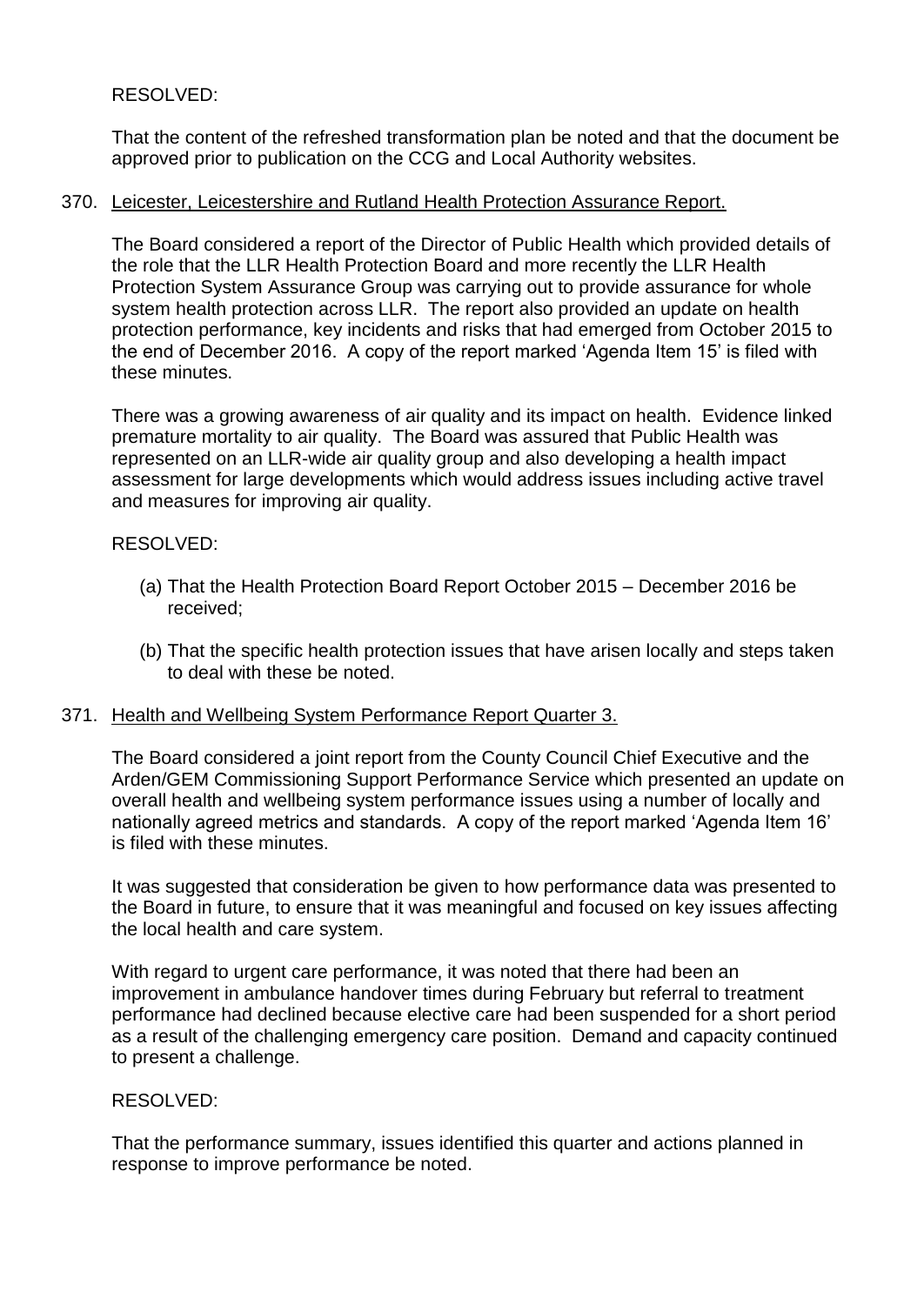RESOLVED:

That the content of the refreshed transformation plan be noted and that the document be approved prior to publication on the CCG and Local Authority websites.

370. Leicester, Leicestershire and Rutland Health Protection Assurance Report.

The Board considered a report of the Director of Public Health which provided details of the role that the LLR Health Protection Board and more recently the LLR Health Protection System Assurance Group was carrying out to provide assurance for whole system health protection across LLR. The report also provided an update on health protection performance, key incidents and risks that had emerged from October 2015 to the end of December 2016. A copy of the report marked 'Agenda Item 15' is filed with these minutes.

There was a growing awareness of air quality and its impact on health. Evidence linked premature mortality to air quality. The Board was assured that Public Health was represented on an LLR-wide air quality group and also developing a health impact assessment for large developments which would address issues including active travel and measures for improving air quality.

RESOLVED:

(a) That the Health Protection Board Report October 2015 – December 2016 be received;

(b) That the specific health protection issues that have arisen locally and steps taken to deal with these be noted.

371. Health and Wellbeing System Performance Report Quarter 3.

The Board considered a joint report from the County Council Chief Executive and the Arden/GEM Commissioning Support Performance Service which presented an update on overall health and wellbeing system performance issues using a number of locally and nationally agreed metrics and standards. A copy of the report marked 'Agenda Item 16' is filed with these minutes.

It was suggested that consideration be given to how performance data was presented to the Board in future, to ensure that it was meaningful and focused on key issues affecting the local health and care system.

With regard to urgent care performance, it was noted that there had been an improvement in ambulance handover times during February but referral to treatment performance had declined because elective care had been suspended for a short period as a result of the challenging emergency care position. Demand and capacity continued to present a challenge.

RESOLVED:

That the performance summary, issues identified this quarter and actions planned in response to improve performance be noted.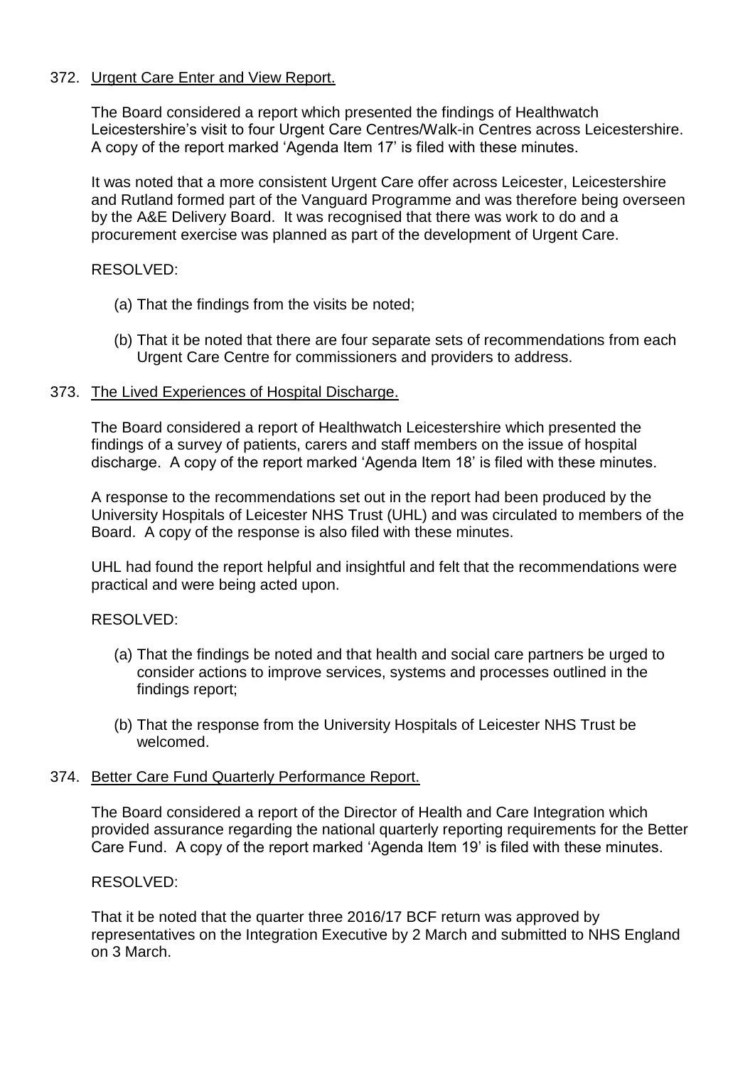372. Urgent Care Enter and View Report.

The Board considered a report which presented the findings of Healthwatch Leicestershire's visit to four Urgent Care Centres/Walk-in Centres across Leicestershire. A copy of the report marked 'Agenda Item 17' is filed with these minutes.

It was noted that a more consistent Urgent Care offer across Leicester, Leicestershire and Rutland formed part of the Vanguard Programme and was therefore being overseen by the A&E Delivery Board. It was recognised that there was work to do and a procurement exercise was planned as part of the development of Urgent Care.

RESOLVED:

(a) That the findings from the visits be noted;

(b) That it be noted that there are four separate sets of recommendations from each Urgent Care Centre for commissioners and providers to address.

373. The Lived Experiences of Hospital Discharge.

The Board considered a report of Healthwatch Leicestershire which presented the findings of a survey of patients, carers and staff members on the issue of hospital discharge. A copy of the report marked 'Agenda Item 18' is filed with these minutes.

A response to the recommendations set out in the report had been produced by the University Hospitals of Leicester NHS Trust (UHL) and was circulated to members of the Board. A copy of the response is also filed with these minutes.

UHL had found the report helpful and insightful and felt that the recommendations were practical and were being acted upon.

RESOLVED:

(a) That the findings be noted and that health and social care partners be urged to consider actions to improve services, systems and processes outlined in the findings report;

(b) That the response from the University Hospitals of Leicester NHS Trust be welcomed.

374. Better Care Fund Quarterly Performance Report.

The Board considered a report of the Director of Health and Care Integration which provided assurance regarding the national quarterly reporting requirements for the Better Care Fund. A copy of the report marked 'Agenda Item 19' is filed with these minutes.

RESOLVED:

That it be noted that the quarter three 2016/17 BCF return was approved by representatives on the Integration Executive by 2 March and submitted to NHS England on 3 March.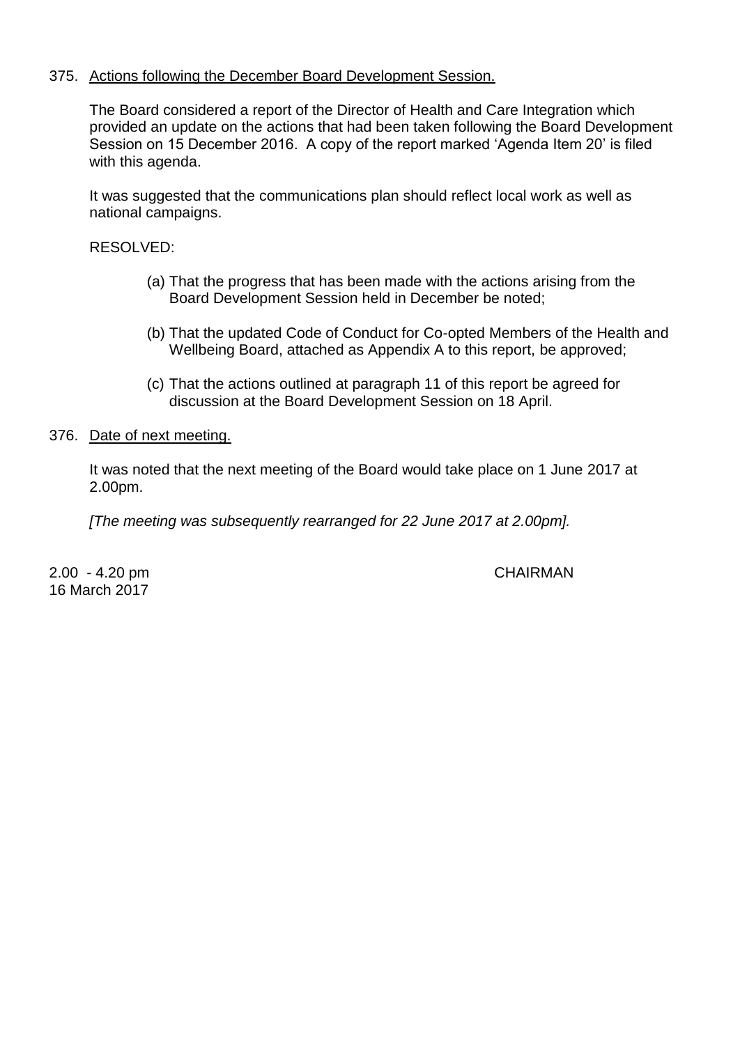375. Actions following the December Board Development Session.

The Board considered a report of the Director of Health and Care Integration which provided an update on the actions that had been taken following the Board Development Session on 15 December 2016. A copy of the report marked 'Agenda Item 20' is filed with this agenda.

It was suggested that the communications plan should reflect local work as well as national campaigns.

RESOLVED:

(a) That the progress that has been made with the actions arising from the Board Development Session held in December be noted;

(b) That the updated Code of Conduct for Co-opted Members of the Health and Wellbeing Board, attached as Appendix A to this report, be approved;

(c) That the actions outlined at paragraph 11 of this report be agreed for discussion at the Board Development Session on 18 April.

376. Date of next meeting.

It was noted that the next meeting of the Board would take place on 1 June 2017 at 2.00pm.

*[The meeting was subsequently rearranged for 22 June 2017 at 2.00pm].*

2.00 - 4.20 pm
16 March 2017

CHAIRMAN